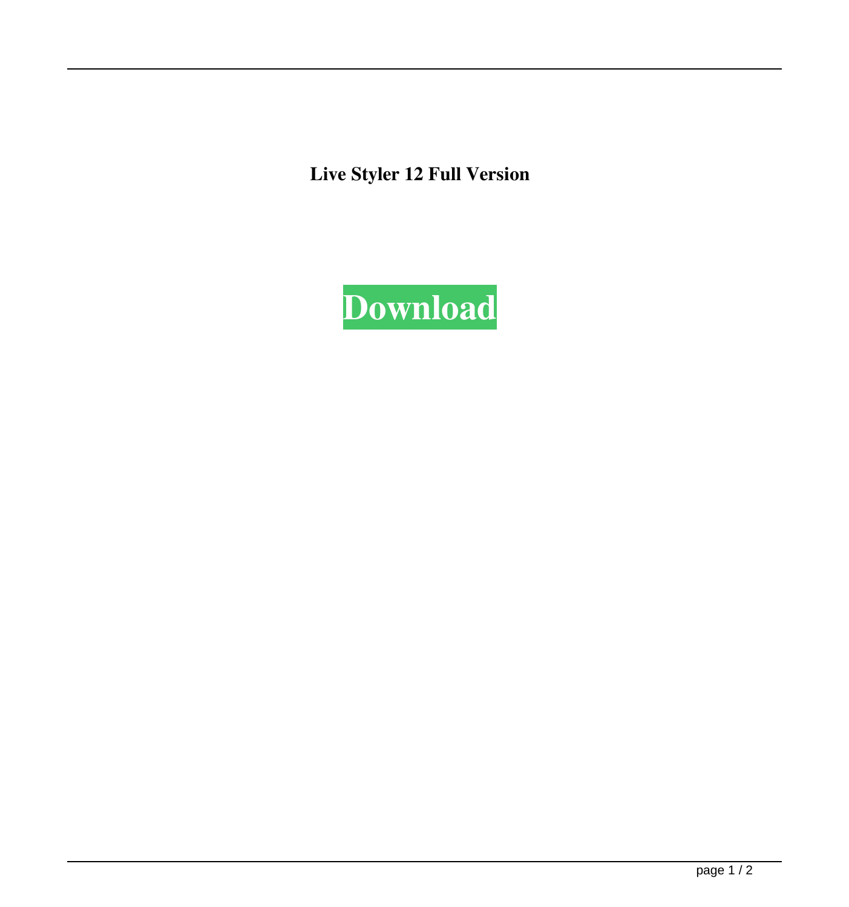**Live Styler 12 Full Version**

**Download**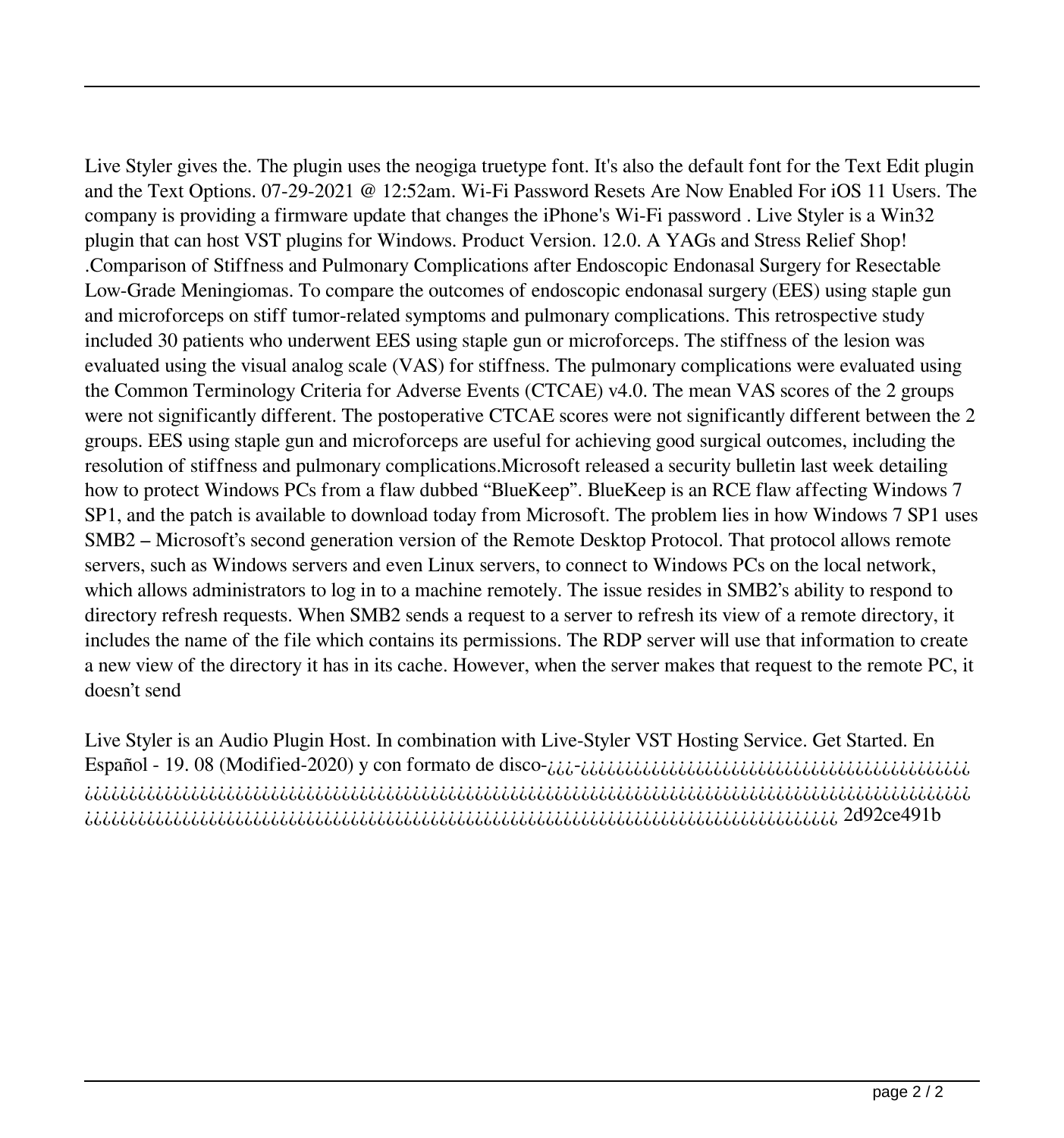Live Styler gives the. The plugin uses the neogiga truetype font. It's also the default font for the Text Edit plugin and the Text Options. 07-29-2021 @ 12:52am. Wi-Fi Password Resets Are Now Enabled For iOS 11 Users. The company is providing a firmware update that changes the iPhone's Wi-Fi password . Live Styler is a Win32 plugin that can host VST plugins for Windows. Product Version. 12.0. A YAGs and Stress Relief Shop! .Comparison of Stiffness and Pulmonary Complications after Endoscopic Endonasal Surgery for Resectable Low-Grade Meningiomas. To compare the outcomes of endoscopic endonasal surgery (EES) using staple gun and microforceps on stiff tumor-related symptoms and pulmonary complications. This retrospective study included 30 patients who underwent EES using staple gun or microforceps. The stiffness of the lesion was evaluated using the visual analog scale (VAS) for stiffness. The pulmonary complications were evaluated using the Common Terminology Criteria for Adverse Events (CTCAE) v4.0. The mean VAS scores of the 2 groups were not significantly different. The postoperative CTCAE scores were not significantly different between the 2 groups. EES using staple gun and microforceps are useful for achieving good surgical outcomes, including the resolution of stiffness and pulmonary complications.Microsoft released a security bulletin last week detailing how to protect Windows PCs from a flaw dubbed “BlueKeep”. BlueKeep is an RCE flaw affecting Windows 7 SP1, and the patch is available to download today from Microsoft. The problem lies in how Windows 7 SP1 uses SMB2 – Microsoft’s second generation version of the Remote Desktop Protocol. That protocol allows remote servers, such as Windows servers and even Linux servers, to connect to Windows PCs on the local network, which allows administrators to log in to a machine remotely. The issue resides in SMB2’s ability to respond to directory refresh requests. When SMB2 sends a request to a server to refresh its view of a remote directory, it includes the name of the file which contains its permissions. The RDP server will use that information to create a new view of the directory it has in its cache. However, when the server makes that request to the remote PC, it doesn’t send

Live Styler is an Audio Plugin Host. In combination with Live-Styler VST Hosting Service. Get Started. En Español - 19. 08 (Modified-2020) y con formato de disco-¿¿¿-¿¿¿¿¿¿¿¿¿¿¿¿¿¿¿¿¿¿¿¿¿¿¿¿¿¿¿¿¿¿¿¿¿¿¿¿¿¿¿¿¿¿¿¿¿¿ ¿¿¿¿¿¿¿¿¿¿¿¿¿¿¿¿¿¿¿¿¿¿¿¿¿¿¿¿¿¿¿¿¿¿¿¿¿¿¿¿¿¿¿¿¿¿¿¿¿¿¿¿¿¿¿¿¿¿¿¿¿¿¿¿¿¿¿¿¿¿¿¿¿¿¿¿¿¿¿¿¿¿¿¿¿¿¿¿¿¿¿¿¿¿¿¿¿¿¿¿ ¿¿¿¿¿¿¿¿¿¿¿¿¿¿¿¿¿¿¿¿¿¿¿¿¿¿¿¿¿¿¿¿¿¿¿¿¿¿¿¿¿¿¿¿¿¿¿¿¿¿¿¿¿¿¿¿¿¿¿¿¿¿¿¿¿¿¿¿¿¿¿¿¿¿¿¿¿¿¿¿ 2d92ce491b